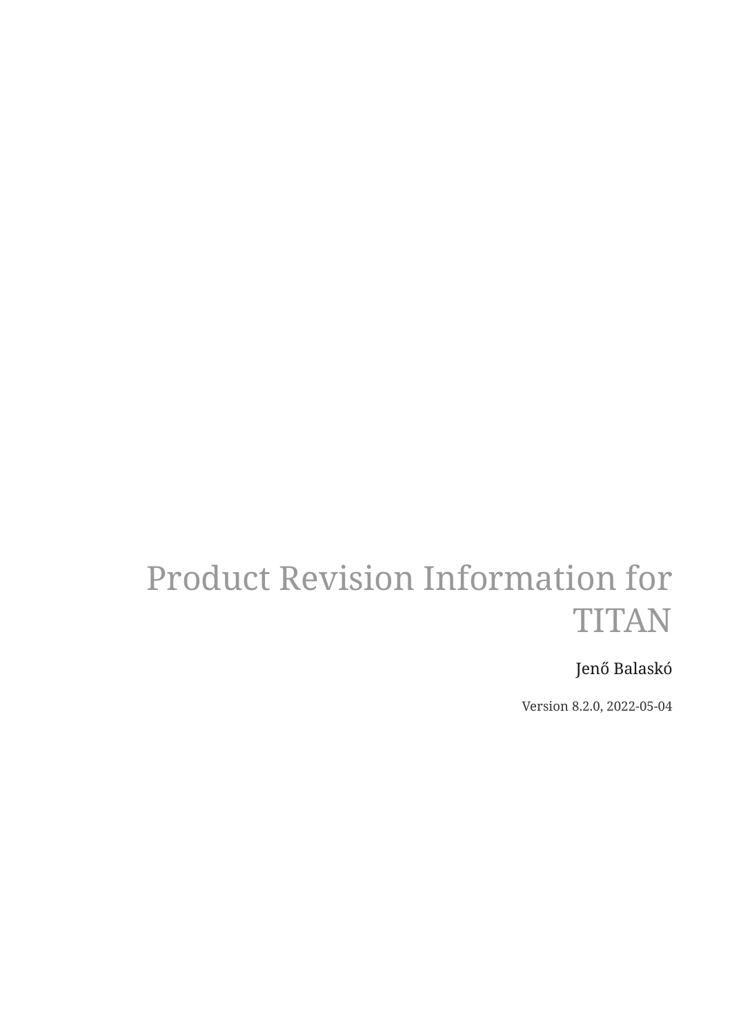# Product Revision Information for TITAN

Jenő Balaskó

Version 8.2.0, 2022-05-04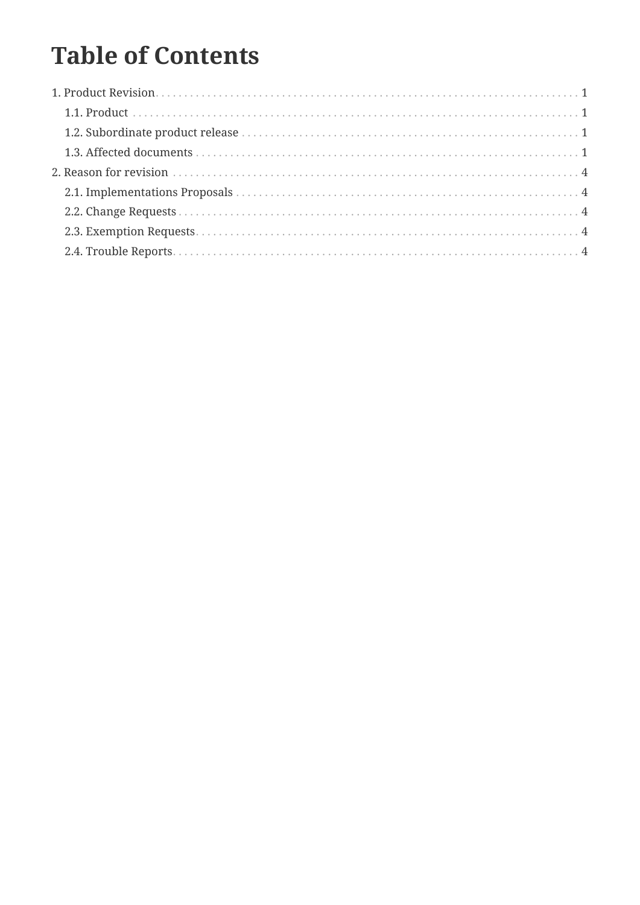# Table of Contents

1. Product Revision . . . . . . . . . . 1
   - 1.1. Product . . . . . . . . . . 1
   - 1.2. Subordinate product release . . . . . . . . . . 1
   - 1.3. Affected documents . . . . . . . . . . 1
2. Reason for revision . . . . . . . . . . 4
   - 2.1. Implementations Proposals . . . . . . . . . . 4
   - 2.2. Change Requests . . . . . . . . . . 4
   - 2.3. Exemption Requests . . . . . . . . . . 4
   - 2.4. Trouble Reports . . . . . . . . . . 4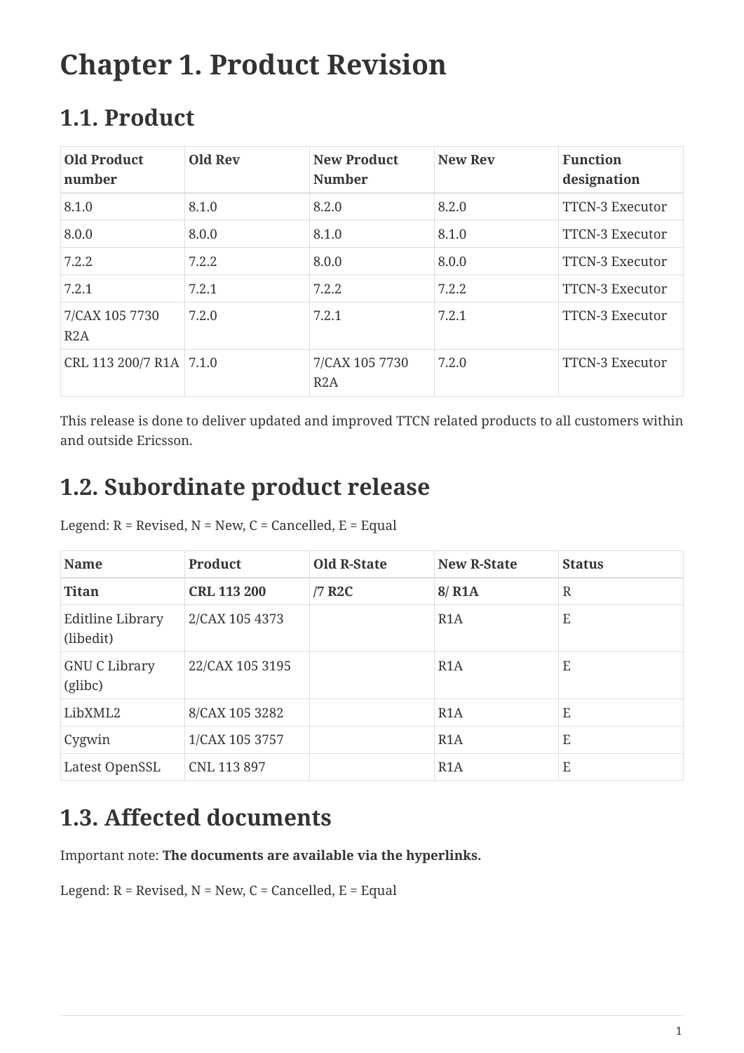# Chapter 1. Product Revision

## 1.1. Product

| Old Product number | Old Rev | New Product Number | New Rev | Function designation |
|---|---|---|---|---|
| 8.1.0 | 8.1.0 | 8.2.0 | 8.2.0 | TTCN-3 Executor |
| 8.0.0 | 8.0.0 | 8.1.0 | 8.1.0 | TTCN-3 Executor |
| 7.2.2 | 7.2.2 | 8.0.0 | 8.0.0 | TTCN-3 Executor |
| 7.2.1 | 7.2.1 | 7.2.2 | 7.2.2 | TTCN-3 Executor |
| 7/CAX 105 7730 R2A | 7.2.0 | 7.2.1 | 7.2.1 | TTCN-3 Executor |
| CRL 113 200/7 R1A | 7.1.0 | 7/CAX 105 7730 R2A | 7.2.0 | TTCN-3 Executor |

This release is done to deliver updated and improved TTCN related products to all customers within and outside Ericsson.

## 1.2. Subordinate product release

Legend: R = Revised, N = New, C = Cancelled, E = Equal

| Name | Product | Old R-State | New R-State | Status |
|---|---|---|---|---|
| **Titan** | **CRL 113 200** | **/7 R2C** | **8/ R1A** | R |
| Editline Library (libedit) | 2/CAX 105 4373 | | R1A | E |
| GNU C Library (glibc) | 22/CAX 105 3195 | | R1A | E |
| LibXML2 | 8/CAX 105 3282 | | R1A | E |
| Cygwin | 1/CAX 105 3757 | | R1A | E |
| Latest OpenSSL | CNL 113 897 | | R1A | E |

## 1.3. Affected documents

Important note: **The documents are available via the hyperlinks.**

Legend: R = Revised, N = New, C = Cancelled, E = Equal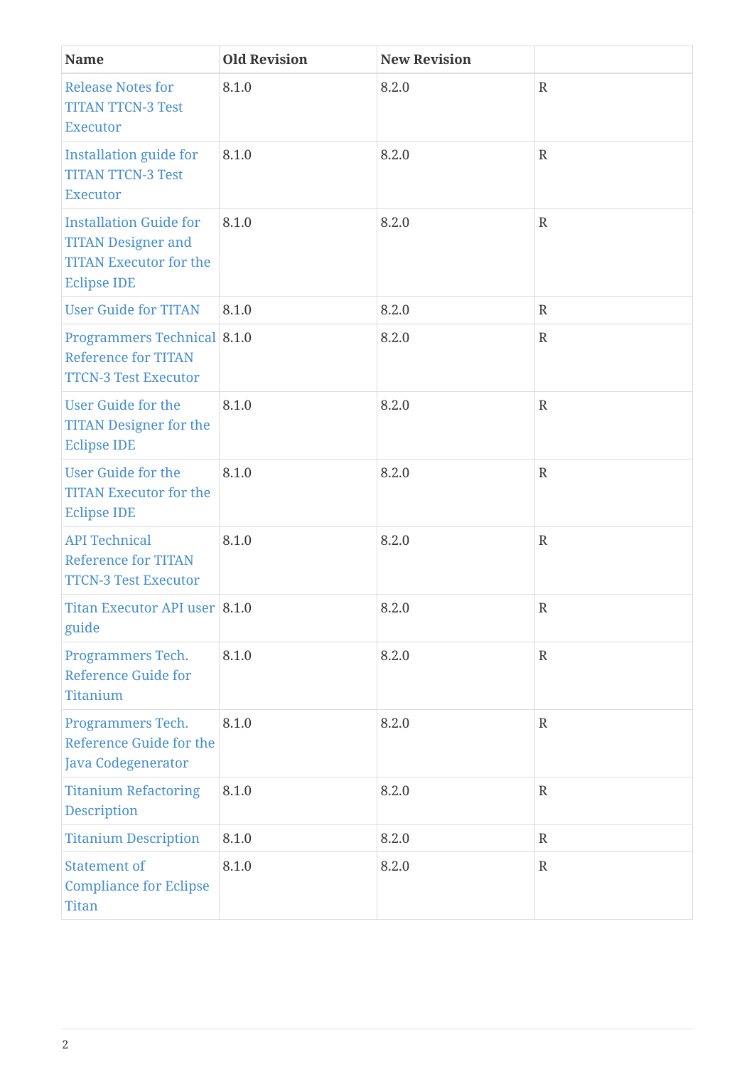| Name | Old Revision | New Revision | |
|---|---|---|---|
| Release Notes for TITAN TTCN-3 Test Executor | 8.1.0 | 8.2.0 | R |
| Installation guide for TITAN TTCN-3 Test Executor | 8.1.0 | 8.2.0 | R |
| Installation Guide for TITAN Designer and TITAN Executor for the Eclipse IDE | 8.1.0 | 8.2.0 | R |
| User Guide for TITAN | 8.1.0 | 8.2.0 | R |
| Programmers Technical Reference for TITAN TTCN-3 Test Executor | 8.1.0 | 8.2.0 | R |
| User Guide for the TITAN Designer for the Eclipse IDE | 8.1.0 | 8.2.0 | R |
| User Guide for the TITAN Executor for the Eclipse IDE | 8.1.0 | 8.2.0 | R |
| API Technical Reference for TITAN TTCN-3 Test Executor | 8.1.0 | 8.2.0 | R |
| Titan Executor API user guide | 8.1.0 | 8.2.0 | R |
| Programmers Tech. Reference Guide for Titanium | 8.1.0 | 8.2.0 | R |
| Programmers Tech. Reference Guide for the Java Codegenerator | 8.1.0 | 8.2.0 | R |
| Titanium Refactoring Description | 8.1.0 | 8.2.0 | R |
| Titanium Description | 8.1.0 | 8.2.0 | R |
| Statement of Compliance for Eclipse Titan | 8.1.0 | 8.2.0 | R |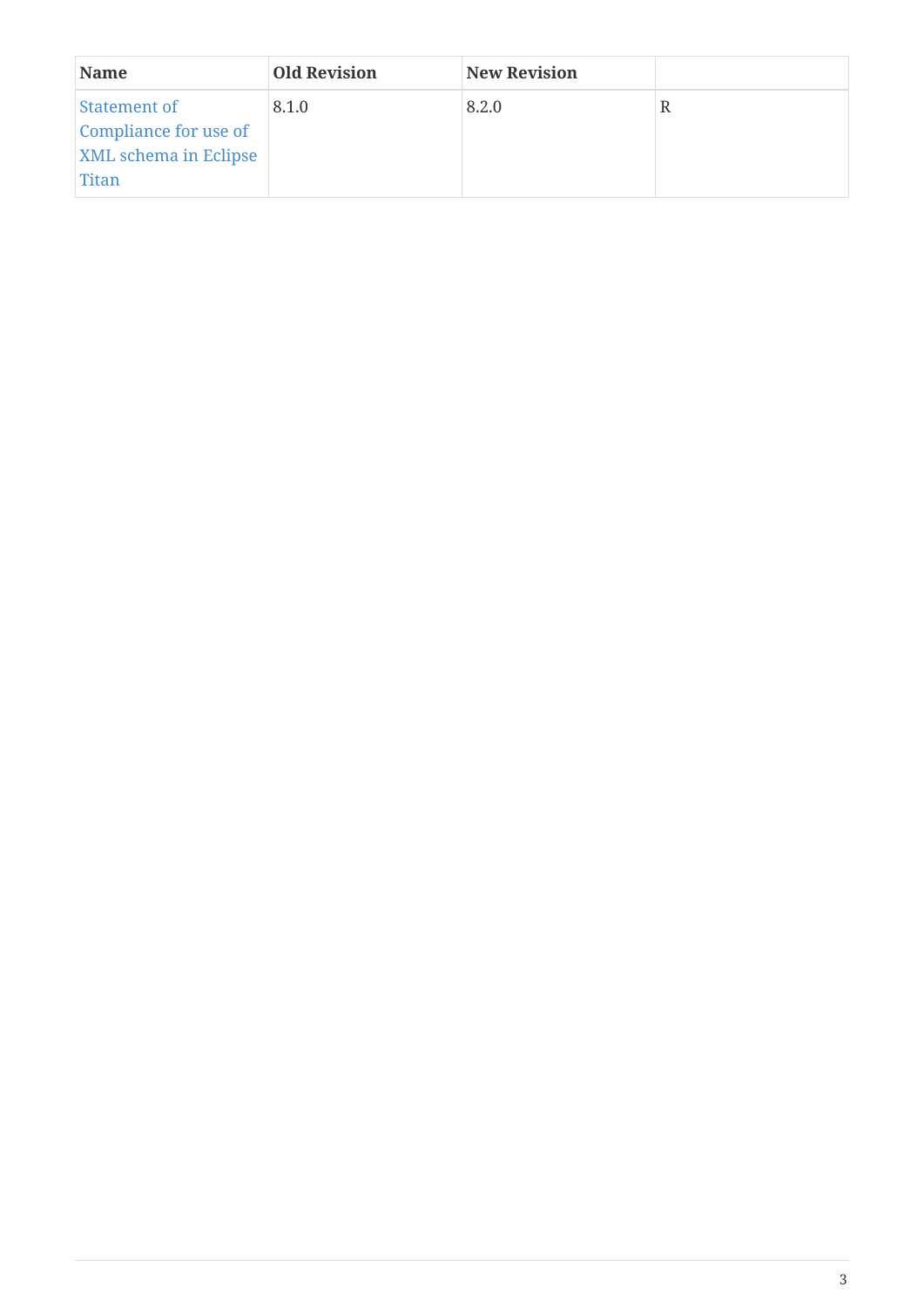| Name | Old Revision | New Revision | |
| --- | --- | --- | --- |
| Statement of Compliance for use of XML schema in Eclipse Titan | 8.1.0 | 8.2.0 | R |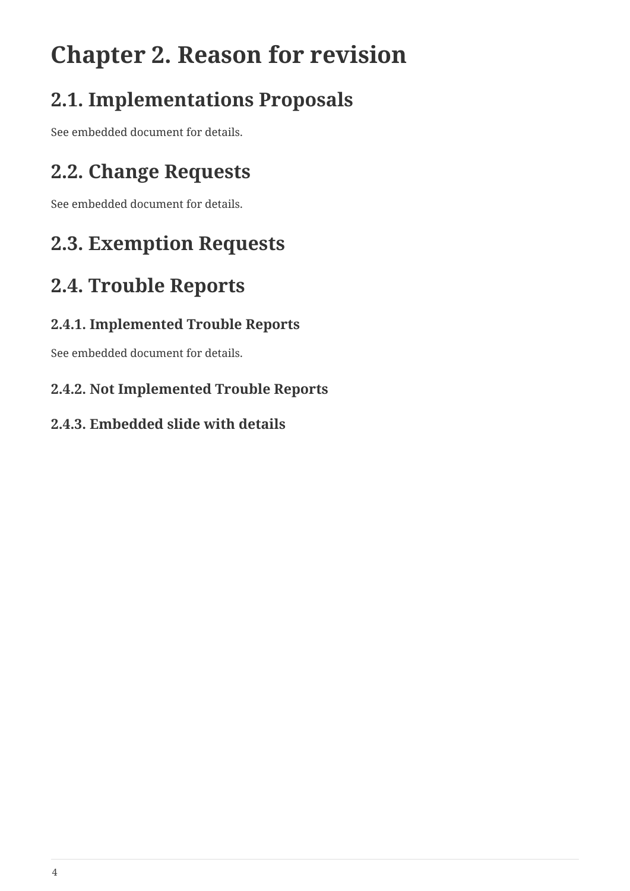# Chapter 2. Reason for revision

## 2.1. Implementations Proposals

See embedded document for details.

## 2.2. Change Requests

See embedded document for details.

## 2.3. Exemption Requests

## 2.4. Trouble Reports

### 2.4.1. Implemented Trouble Reports

See embedded document for details.

### 2.4.2. Not Implemented Trouble Reports

### 2.4.3. Embedded slide with details